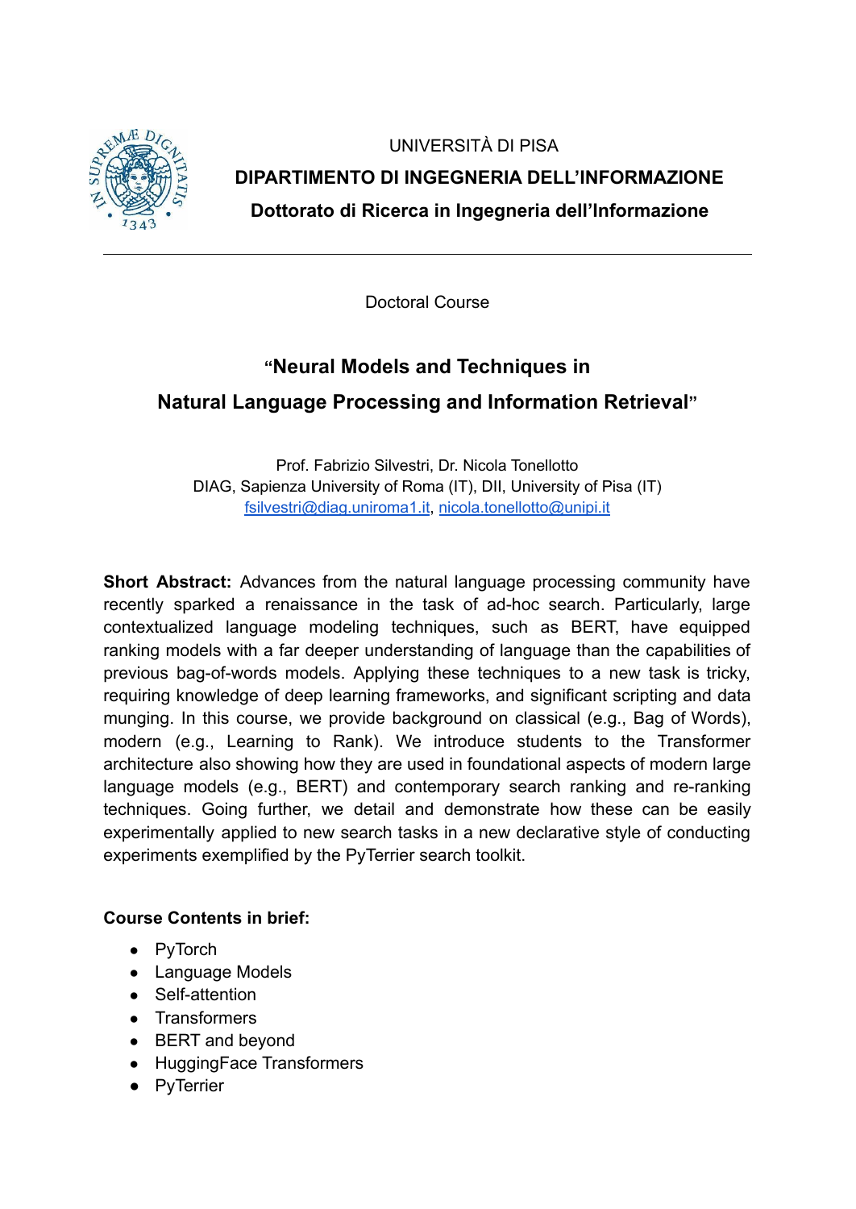UNIVERSITÀ DI PISA

**DIPARTIMENTO DI INGEGNERIA DELL'INFORMAZIONE**

**Dottorato di Ricerca in Ingegneria dell'Informazione**

---

Doctoral Course

# "Neural Models and Techniques in Natural Language Processing and Information Retrieval"

Prof. Fabrizio Silvestri, Dr. Nicola Tonellotto
DIAG, Sapienza University of Roma (IT), DII, University of Pisa (IT)
fsilvestri@diag.uniroma1.it, nicola.tonellotto@unipi.it

**Short Abstract:** Advances from the natural language processing community have recently sparked a renaissance in the task of ad-hoc search. Particularly, large contextualized language modeling techniques, such as BERT, have equipped ranking models with a far deeper understanding of language than the capabilities of previous bag-of-words models. Applying these techniques to a new task is tricky, requiring knowledge of deep learning frameworks, and significant scripting and data munging. In this course, we provide background on classical (e.g., Bag of Words), modern (e.g., Learning to Rank). We introduce students to the Transformer architecture also showing how they are used in foundational aspects of modern large language models (e.g., BERT) and contemporary search ranking and re-ranking techniques. Going further, we detail and demonstrate how these can be easily experimentally applied to new search tasks in a new declarative style of conducting experiments exemplified by the PyTerrier search toolkit.

**Course Contents in brief:**

- PyTorch
- Language Models
- Self-attention
- Transformers
- BERT and beyond
- HuggingFace Transformers
- PyTerrier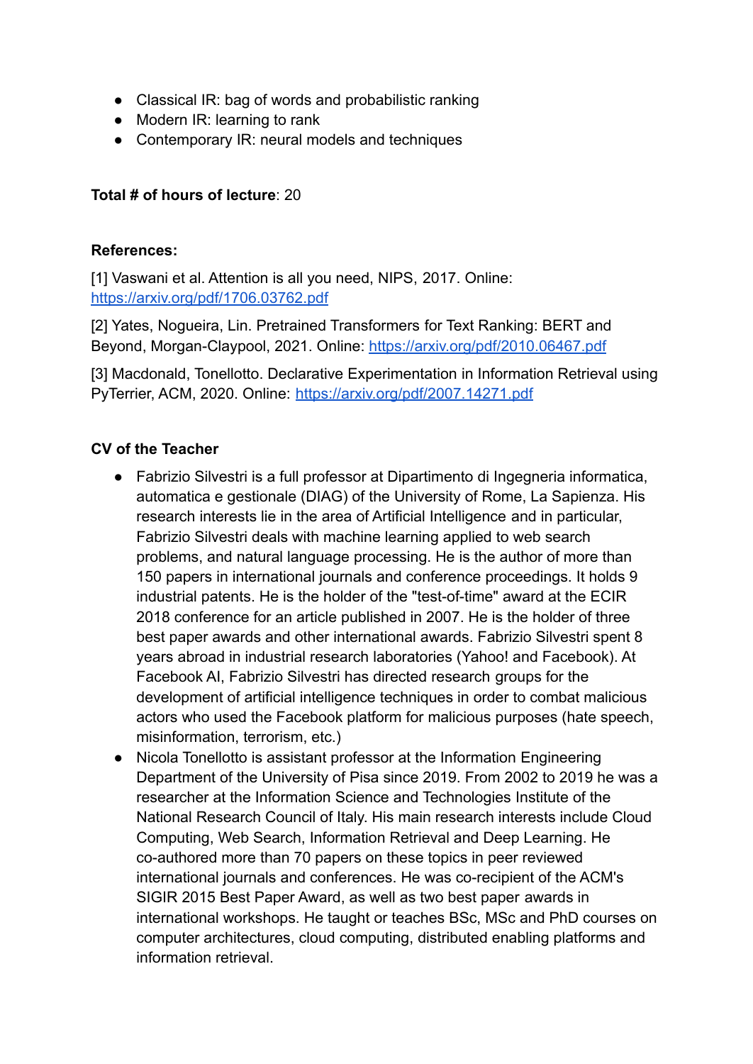- Classical IR: bag of words and probabilistic ranking
- Modern IR: learning to rank
- Contemporary IR: neural models and techniques

**Total # of hours of lecture**: 20

**References:**

[1] Vaswani et al. Attention is all you need, NIPS, 2017. Online: https://arxiv.org/pdf/1706.03762.pdf

[2] Yates, Nogueira, Lin. Pretrained Transformers for Text Ranking: BERT and Beyond, Morgan-Claypool, 2021. Online: https://arxiv.org/pdf/2010.06467.pdf

[3] Macdonald, Tonellotto. Declarative Experimentation in Information Retrieval using PyTerrier, ACM, 2020. Online: https://arxiv.org/pdf/2007.14271.pdf

**CV of the Teacher**

- Fabrizio Silvestri is a full professor at Dipartimento di Ingegneria informatica, automatica e gestionale (DIAG) of the University of Rome, La Sapienza. His research interests lie in the area of Artificial Intelligence and in particular, Fabrizio Silvestri deals with machine learning applied to web search problems, and natural language processing. He is the author of more than 150 papers in international journals and conference proceedings. It holds 9 industrial patents. He is the holder of the "test-of-time" award at the ECIR 2018 conference for an article published in 2007. He is the holder of three best paper awards and other international awards. Fabrizio Silvestri spent 8 years abroad in industrial research laboratories (Yahoo! and Facebook). At Facebook AI, Fabrizio Silvestri has directed research groups for the development of artificial intelligence techniques in order to combat malicious actors who used the Facebook platform for malicious purposes (hate speech, misinformation, terrorism, etc.)
- Nicola Tonellotto is assistant professor at the Information Engineering Department of the University of Pisa since 2019. From 2002 to 2019 he was a researcher at the Information Science and Technologies Institute of the National Research Council of Italy. His main research interests include Cloud Computing, Web Search, Information Retrieval and Deep Learning. He co-authored more than 70 papers on these topics in peer reviewed international journals and conferences. He was co-recipient of the ACM's SIGIR 2015 Best Paper Award, as well as two best paper awards in international workshops. He taught or teaches BSc, MSc and PhD courses on computer architectures, cloud computing, distributed enabling platforms and information retrieval.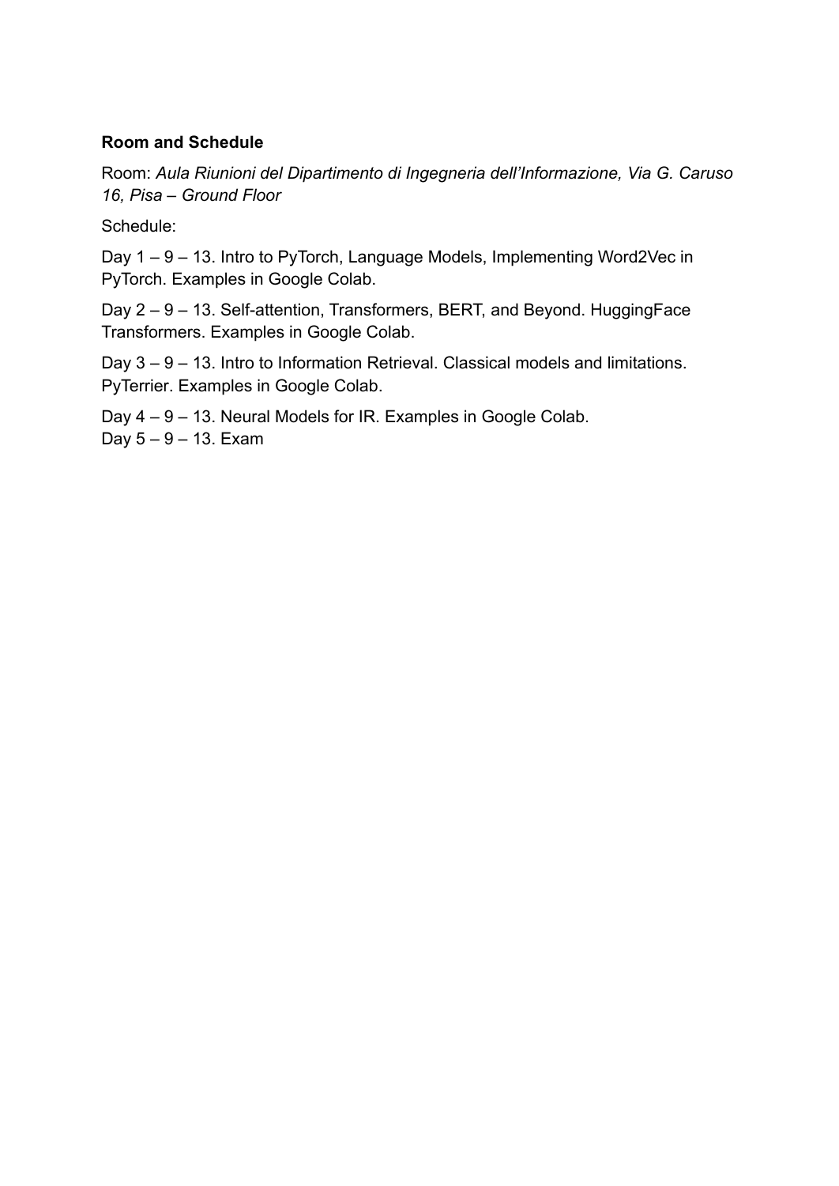**Room and Schedule**

Room: *Aula Riunioni del Dipartimento di Ingegneria dell'Informazione, Via G. Caruso 16, Pisa – Ground Floor*

Schedule:

Day 1 – 9 – 13. Intro to PyTorch, Language Models, Implementing Word2Vec in PyTorch. Examples in Google Colab.

Day 2 – 9 – 13. Self-attention, Transformers, BERT, and Beyond. HuggingFace Transformers. Examples in Google Colab.

Day 3 – 9 – 13. Intro to Information Retrieval. Classical models and limitations. PyTerrier. Examples in Google Colab.

Day 4 – 9 – 13. Neural Models for IR. Examples in Google Colab.
Day 5 – 9 – 13. Exam